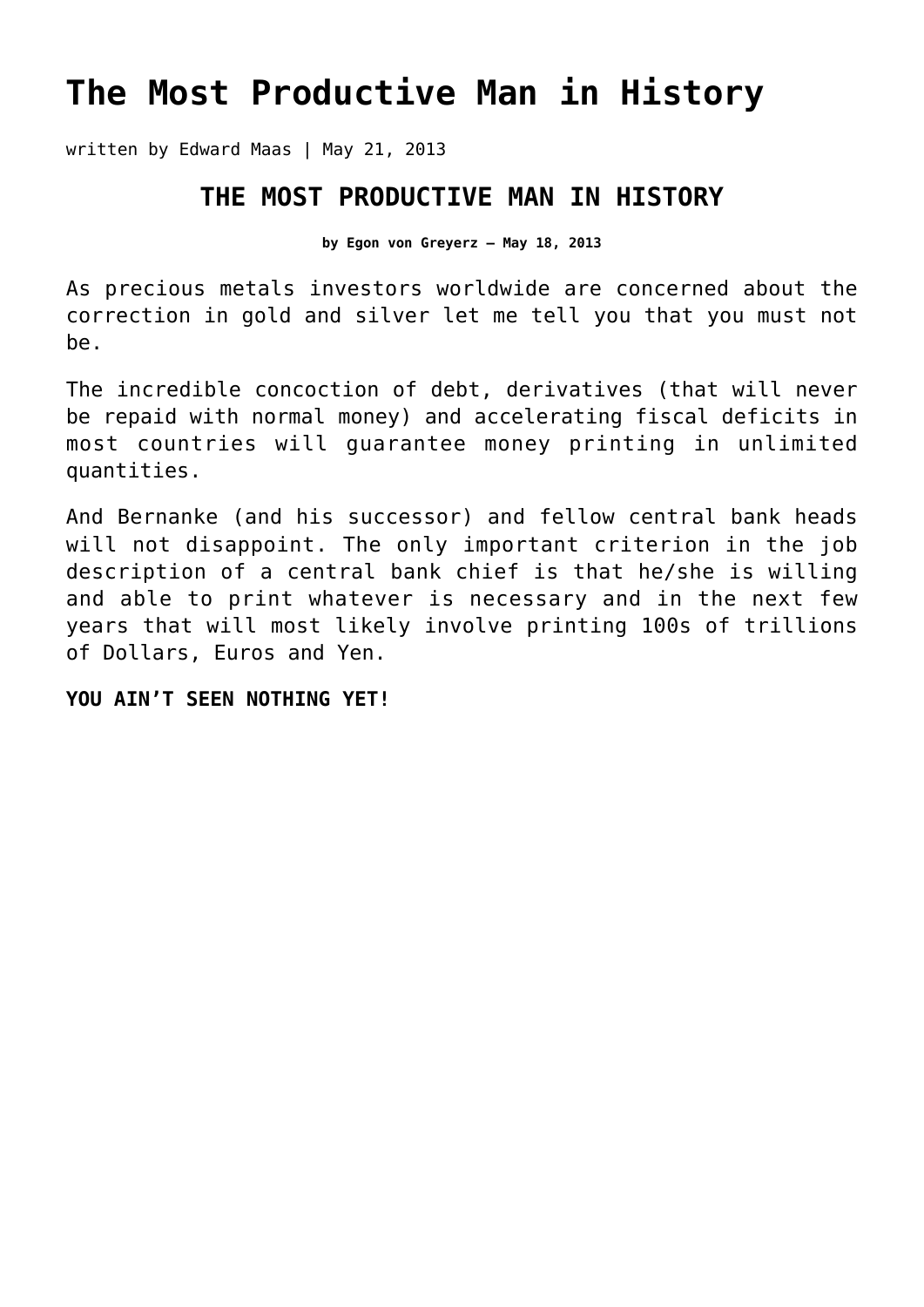# The Most Productive Man in History

written by Edward Maas | May 21, 2013

## THE MOST PRODUCTIVE MAN IN HISTORY

**by Egon von Greyerz – May 18, 2013**

As precious metals investors worldwide are concerned about the correction in gold and silver let me tell you that you must not be.

The incredible concoction of debt, derivatives (that will never be repaid with normal money) and accelerating fiscal deficits in most countries will guarantee money printing in unlimited quantities.

And Bernanke (and his successor) and fellow central bank heads will not disappoint. The only important criterion in the job description of a central bank chief is that he/she is willing and able to print whatever is necessary and in the next few years that will most likely involve printing 100s of trillions of Dollars, Euros and Yen.

**YOU AIN'T SEEN NOTHING YET!**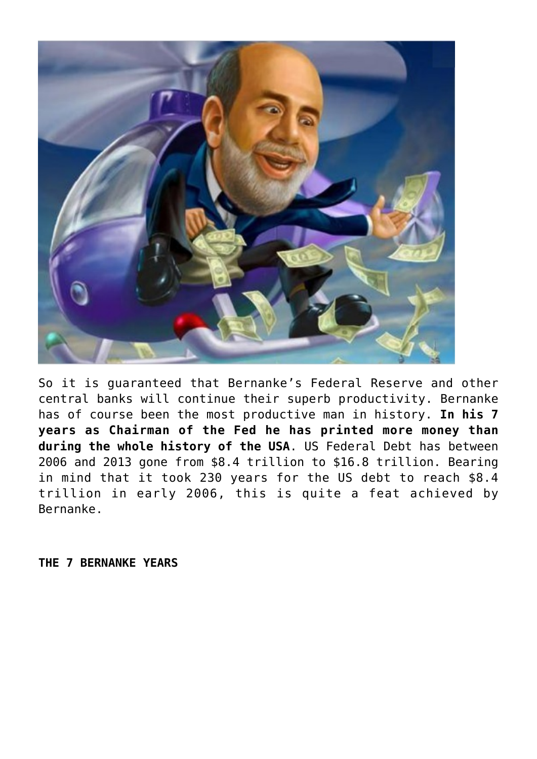So it is guaranteed that Bernanke’s Federal Reserve and other central banks will continue their superb productivity. Bernanke has of course been the most productive man in history. **In his 7 years as Chairman of the Fed he has printed more money than during the whole history of the USA**. US Federal Debt has between 2006 and 2013 gone from $8.4 trillion to $16.8 trillion. Bearing in mind that it took 230 years for the US debt to reach $8.4 trillion in early 2006, this is quite a feat achieved by Bernanke.

**THE 7 BERNANKE YEARS**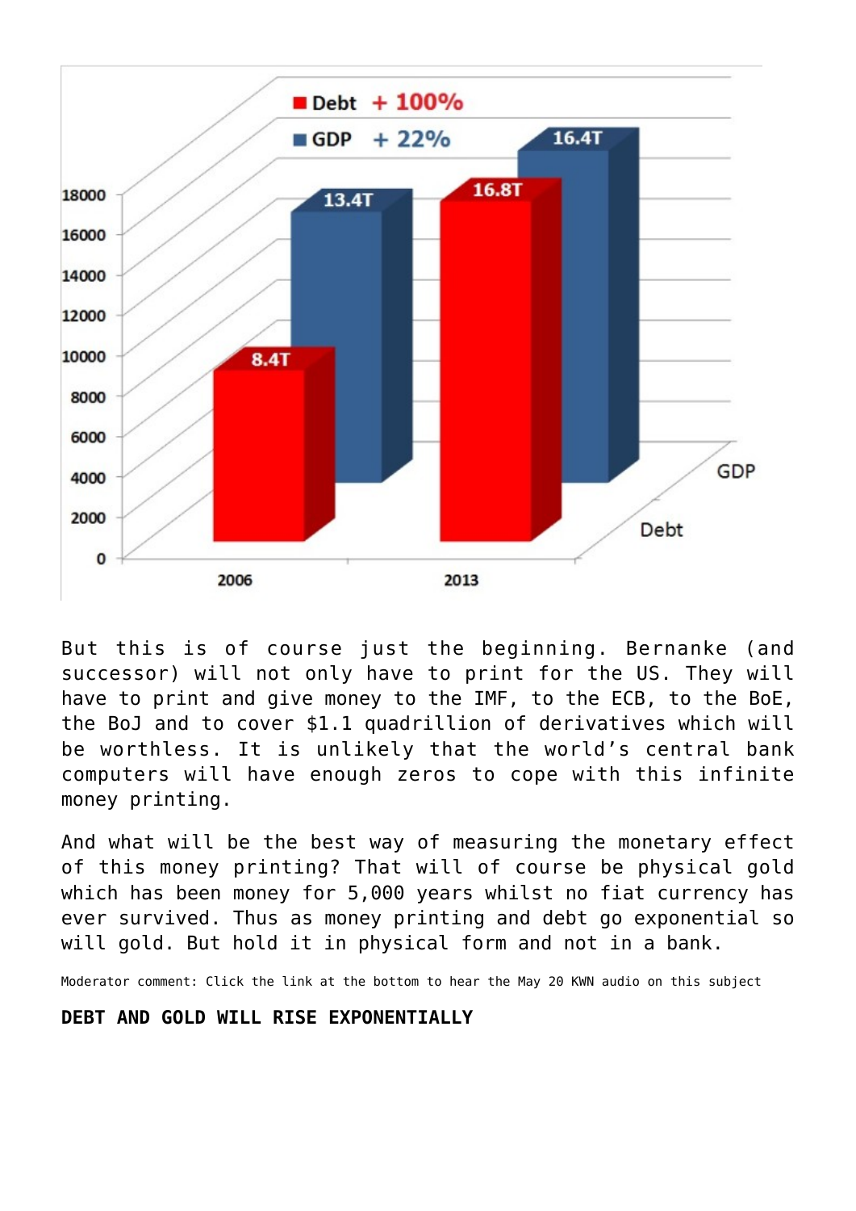But this is of course just the beginning. Bernanke (and successor) will not only have to print for the US. They will have to print and give money to the IMF, to the ECB, to the BoE, the BoJ and to cover $1.1 quadrillion of derivatives which will be worthless. It is unlikely that the world's central bank computers will have enough zeros to cope with this infinite money printing.

And what will be the best way of measuring the monetary effect of this money printing? That will of course be physical gold which has been money for 5,000 years whilst no fiat currency has ever survived. Thus as money printing and debt go exponential so will gold. But hold it in physical form and not in a bank.

Moderator comment: Click the link at the bottom to hear the May 20 KWN audio on this subject

**DEBT AND GOLD WILL RISE EXPONENTIALLY**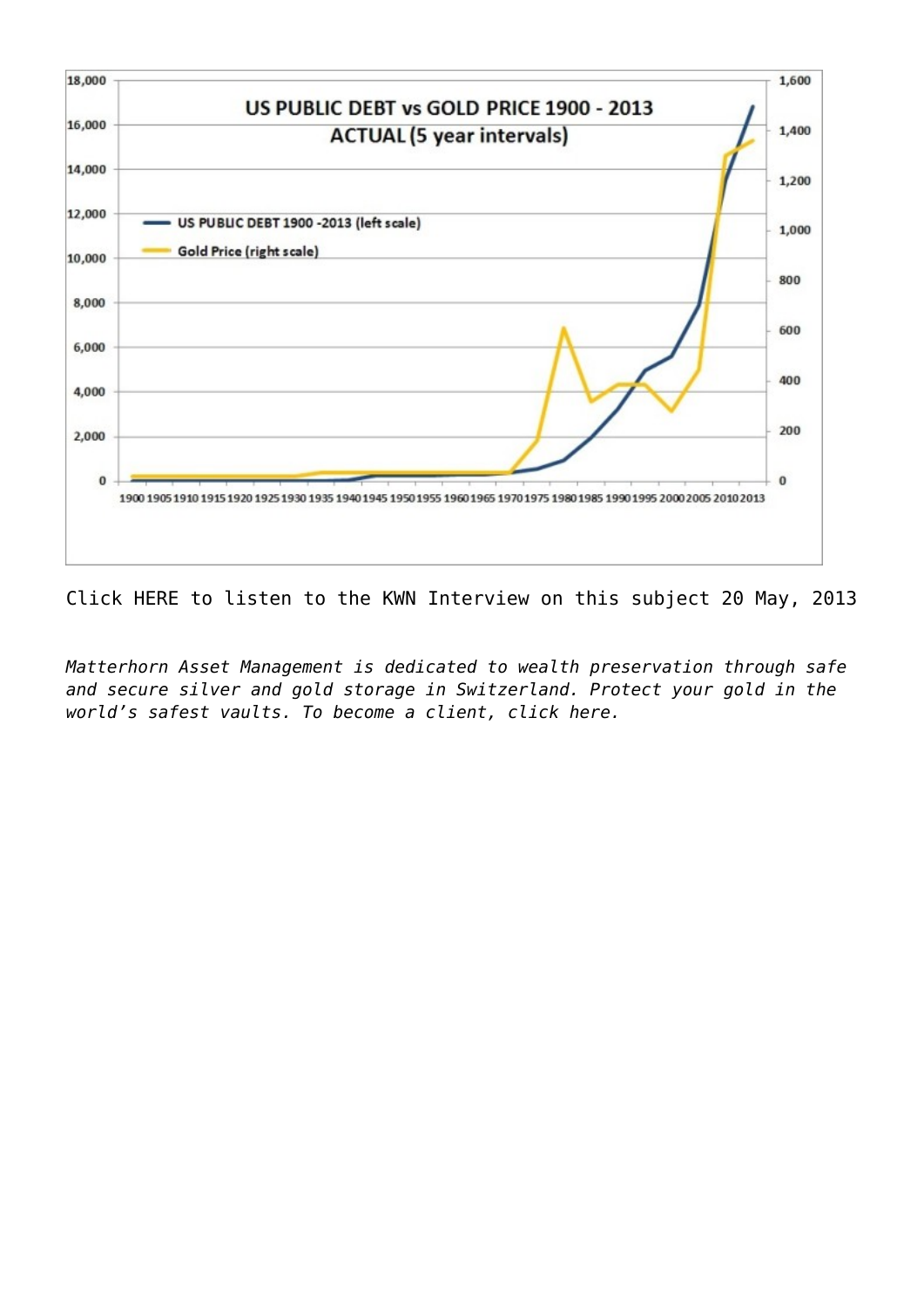US PUBLIC DEBT vs GOLD PRICE 1900 - 2013

ACTUAL (5 year intervals)

US PUBLIC DEBT 1900 -2013 (left scale)

Gold Price (right scale)

18,000
16,000
14,000
12,000
10,000
8,000
6,000
4,000
2,000
0

1,600
1,400
1,200
1,000
800
600
400
200
0

1900 1905 1910 1915 1920 1925 1930 1935 1940 1945 1950 1955 1960 1965 1970 1975 1980 1985 1990 1995 2000 2005 2010 2013

Click HERE to listen to the KWN Interview on this subject 20 May, 2013

*Matterhorn Asset Management is dedicated to wealth preservation through safe and secure silver and gold storage in Switzerland. Protect your gold in the world's safest vaults. To become a client, click here.*